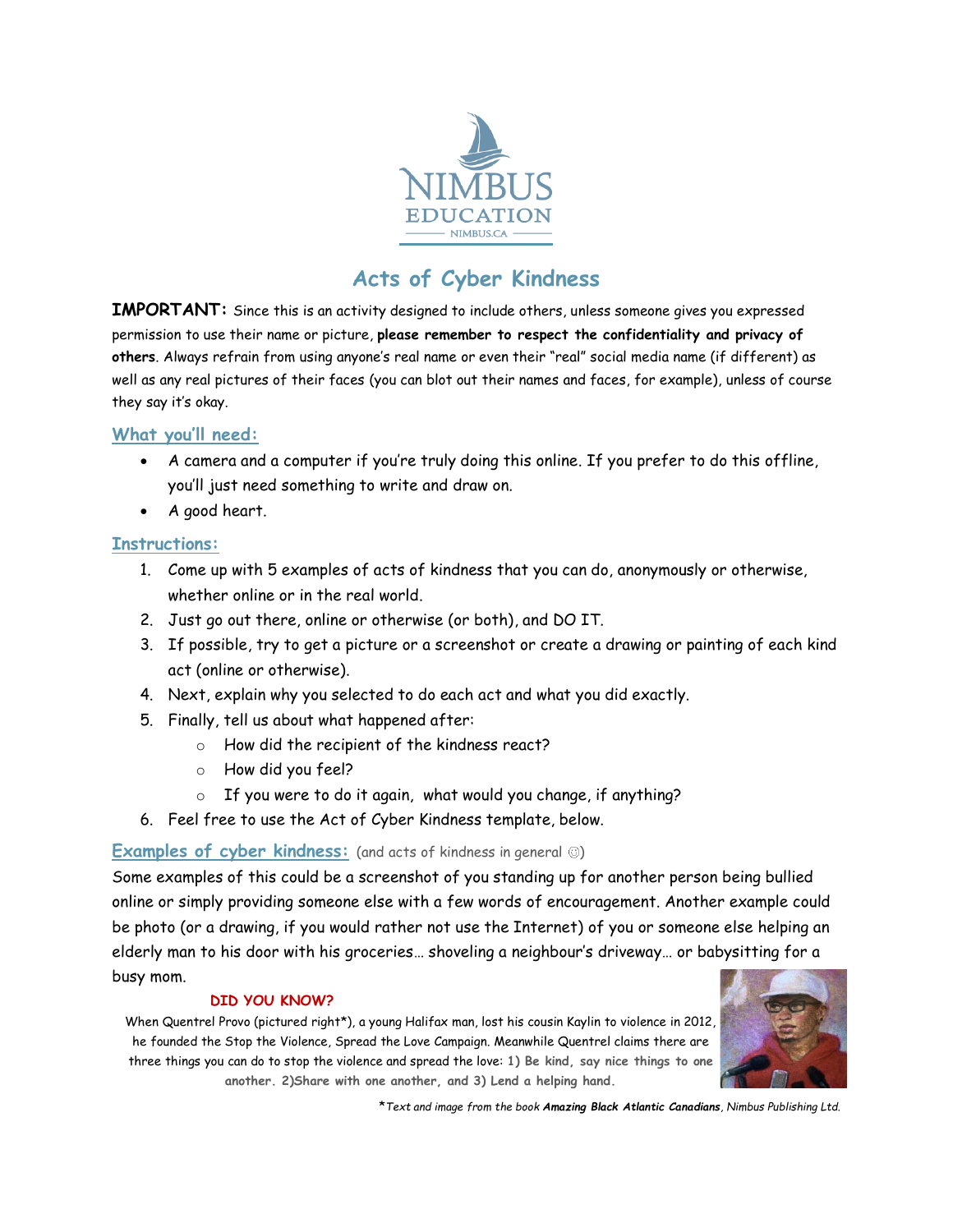# Acts of Cyber Kindness

**IMPORTANT:** Since this is an activity designed to include others, unless someone gives you expressed permission to use their name or picture, **please remember to respect the confidentiality and privacy of others**. Always refrain from using anyone's real name or even their "real" social media name (if different) as well as any real pictures of their faces (you can blot out their names and faces, for example), unless of course they say it's okay.

## What you'll need:

- A camera and a computer if you're truly doing this online. If you prefer to do this offline, you'll just need something to write and draw on.
- A good heart.

## Instructions:

1. Come up with 5 examples of acts of kindness that you can do, anonymously or otherwise, whether online or in the real world.
2. Just go out there, online or otherwise (or both), and DO IT.
3. If possible, try to get a picture or a screenshot or create a drawing or painting of each kind act (online or otherwise).
4. Next, explain why you selected to do each act and what you did exactly.
5. Finally, tell us about what happened after:
   - How did the recipient of the kindness react?
   - How did you feel?
   - If you were to do it again, what would you change, if anything?
6. Feel free to use the Act of Cyber Kindness template, below.

## Examples of cyber kindness: (and acts of kindness in general ☺)

Some examples of this could be a screenshot of you standing up for another person being bullied online or simply providing someone else with a few words of encouragement. Another example could be photo (or a drawing, if you would rather not use the Internet) of you or someone else helping an elderly man to his door with his groceries… shoveling a neighbour's driveway… or babysitting for a busy mom.

**DID YOU KNOW?**

When Quentrel Provo (pictured right*), a young Halifax man, lost his cousin Kaylin to violence in 2012, he founded the Stop the Violence, Spread the Love Campaign. Meanwhile Quentrel claims there are three things you can do to stop the violence and spread the love: **1) Be kind, say nice things to one another. 2)Share with one another, and 3) Lend a helping hand.**

*\*Text and image from the book **Amazing Black Atlantic Canadians**, Nimbus Publishing Ltd.*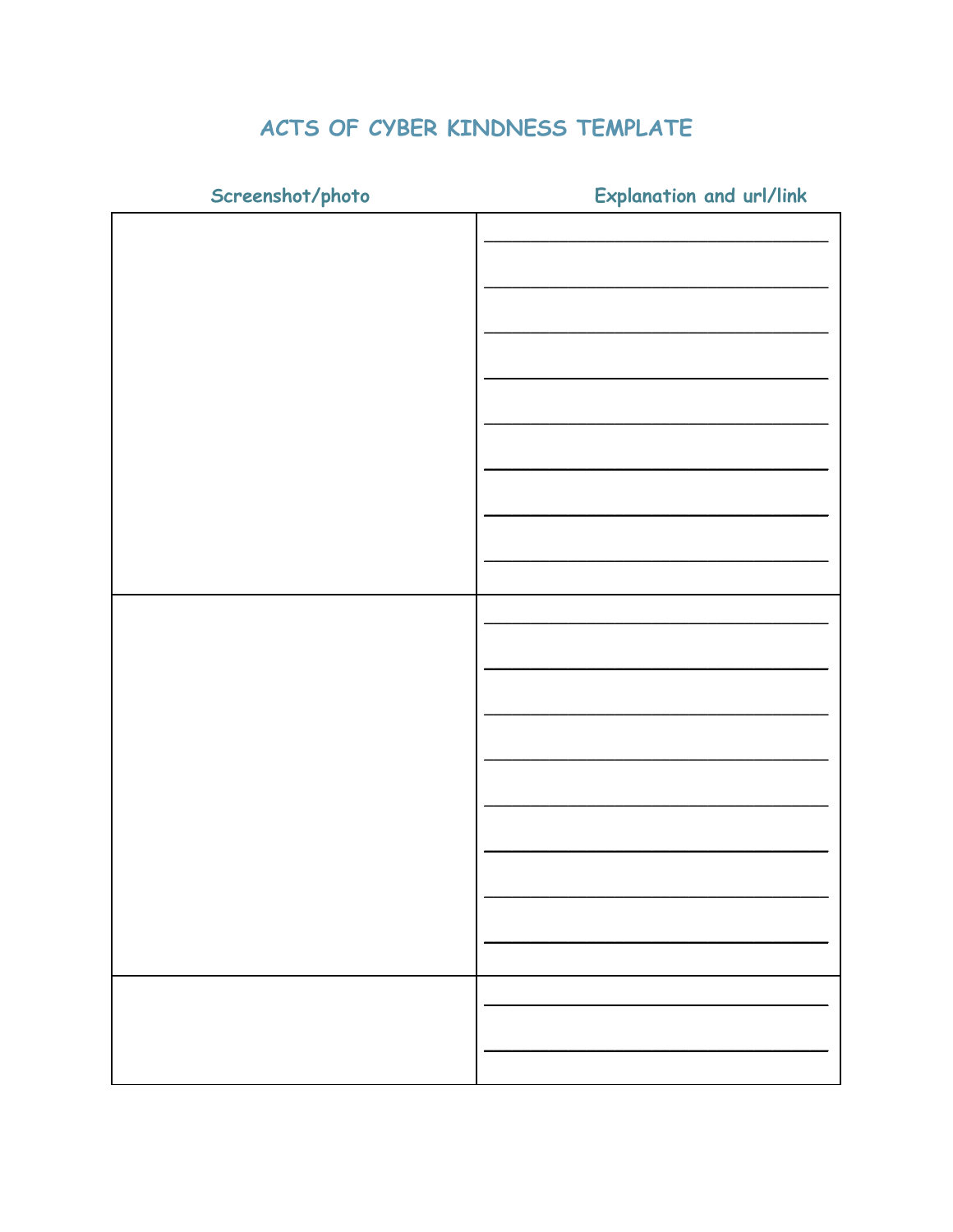# ACTS OF CYBER KINDNESS TEMPLATE

| Screenshot/photo | Explanation and url/link |
| --- | --- |
| | ____________________________________<br>____________________________________<br>____________________________________<br>____________________________________<br>____________________________________<br>____________________________________<br>____________________________________<br>____________________________________ |
| | ____________________________________<br>____________________________________<br>____________________________________<br>____________________________________<br>____________________________________<br>____________________________________<br>____________________________________<br>____________________________________ |
| | ____________________________________<br>____________________________________ |